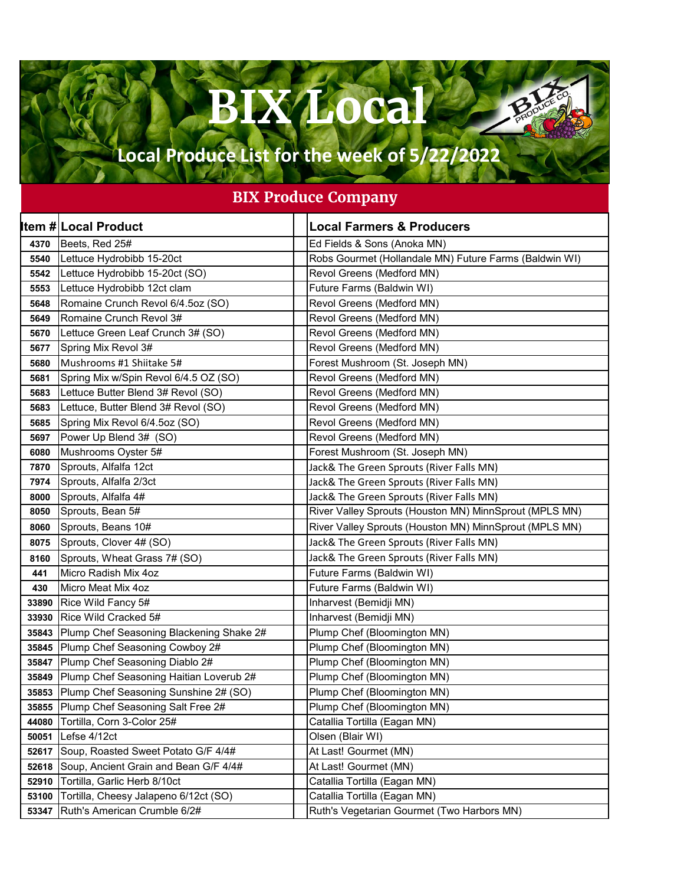# BIX Local

## Local Produce List for the week of 5/22/2022

## BIX Produce Company

| Item # | Local Product | Local Farmers & Producers |
|---|---|---|
| 4370 | Beets, Red 25# | Ed Fields & Sons (Anoka MN) |
| 5540 | Lettuce Hydrobibb 15-20ct | Robs Gourmet (Hollandale MN) Future Farms (Baldwin WI) |
| 5542 | Lettuce Hydrobibb 15-20ct (SO) | Revol Greens (Medford MN) |
| 5553 | Lettuce Hydrobibb 12ct clam | Future Farms (Baldwin WI) |
| 5648 | Romaine Crunch Revol 6/4.5oz (SO) | Revol Greens (Medford MN) |
| 5649 | Romaine Crunch Revol 3# | Revol Greens (Medford MN) |
| 5670 | Lettuce Green Leaf Crunch 3# (SO) | Revol Greens (Medford MN) |
| 5677 | Spring Mix Revol 3# | Revol Greens (Medford MN) |
| 5680 | Mushrooms #1 Shiitake 5# | Forest Mushroom (St. Joseph MN) |
| 5681 | Spring Mix w/Spin Revol 6/4.5 OZ (SO) | Revol Greens (Medford MN) |
| 5683 | Lettuce Butter Blend 3# Revol (SO) | Revol Greens (Medford MN) |
| 5683 | Lettuce, Butter Blend 3# Revol (SO) | Revol Greens (Medford MN) |
| 5685 | Spring Mix Revol 6/4.5oz (SO) | Revol Greens (Medford MN) |
| 5697 | Power Up Blend 3# (SO) | Revol Greens (Medford MN) |
| 6080 | Mushrooms Oyster 5# | Forest Mushroom (St. Joseph MN) |
| 7870 | Sprouts, Alfalfa 12ct | Jack& The Green Sprouts (River Falls MN) |
| 7974 | Sprouts, Alfalfa 2/3ct | Jack& The Green Sprouts (River Falls MN) |
| 8000 | Sprouts, Alfalfa 4# | Jack& The Green Sprouts (River Falls MN) |
| 8050 | Sprouts, Bean 5# | River Valley Sprouts (Houston MN) MinnSprout (MPLS MN) |
| 8060 | Sprouts, Beans 10# | River Valley Sprouts (Houston MN) MinnSprout (MPLS MN) |
| 8075 | Sprouts, Clover 4# (SO) | Jack& The Green Sprouts (River Falls MN) |
| 8160 | Sprouts, Wheat Grass 7# (SO) | Jack& The Green Sprouts (River Falls MN) |
| 441 | Micro Radish Mix 4oz | Future Farms (Baldwin WI) |
| 430 | Micro Meat Mix 4oz | Future Farms (Baldwin WI) |
| 33890 | Rice Wild Fancy 5# | Inharvest (Bemidji MN) |
| 33930 | Rice Wild Cracked 5# | Inharvest (Bemidji MN) |
| 35843 | Plump Chef Seasoning Blackening Shake 2# | Plump Chef (Bloomington MN) |
| 35845 | Plump Chef Seasoning Cowboy 2# | Plump Chef (Bloomington MN) |
| 35847 | Plump Chef Seasoning Diablo 2# | Plump Chef (Bloomington MN) |
| 35849 | Plump Chef Seasoning Haitian Loverub 2# | Plump Chef (Bloomington MN) |
| 35853 | Plump Chef Seasoning Sunshine 2# (SO) | Plump Chef (Bloomington MN) |
| 35855 | Plump Chef Seasoning Salt Free 2# | Plump Chef (Bloomington MN) |
| 44080 | Tortilla, Corn 3-Color 25# | Catallia Tortilla (Eagan MN) |
| 50051 | Lefse 4/12ct | Olsen (Blair WI) |
| 52617 | Soup, Roasted Sweet Potato G/F 4/4# | At Last! Gourmet (MN) |
| 52618 | Soup, Ancient Grain and Bean G/F 4/4# | At Last! Gourmet (MN) |
| 52910 | Tortilla, Garlic Herb 8/10ct | Catallia Tortilla (Eagan MN) |
| 53100 | Tortilla, Cheesy Jalapeno 6/12ct (SO) | Catallia Tortilla (Eagan MN) |
| 53347 | Ruth's American Crumble 6/2# | Ruth's Vegetarian Gourmet (Two Harbors MN) |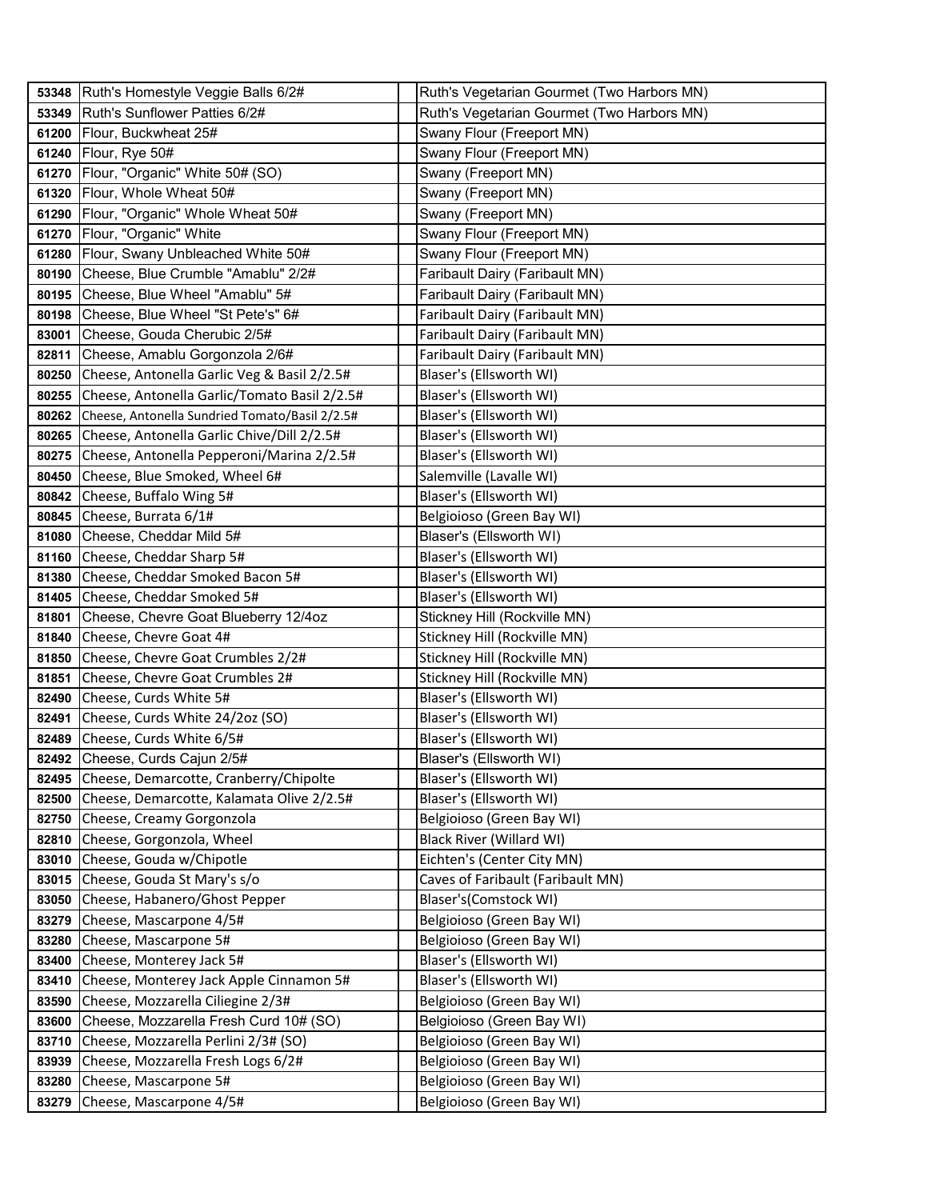| | | | |
|---|---|---|---|
| 53348 | Ruth's Homestyle Veggie Balls 6/2# | | Ruth's Vegetarian Gourmet (Two Harbors MN) |
| 53349 | Ruth's Sunflower Patties 6/2# | | Ruth's Vegetarian Gourmet (Two Harbors MN) |
| 61200 | Flour, Buckwheat 25# | | Swany Flour (Freeport MN) |
| 61240 | Flour, Rye 50# | | Swany Flour (Freeport MN) |
| 61270 | Flour, "Organic" White 50# (SO) | | Swany (Freeport MN) |
| 61320 | Flour, Whole Wheat 50# | | Swany (Freeport MN) |
| 61290 | Flour, "Organic" Whole Wheat 50# | | Swany (Freeport MN) |
| 61270 | Flour, "Organic" White | | Swany Flour (Freeport MN) |
| 61280 | Flour, Swany Unbleached White 50# | | Swany Flour (Freeport MN) |
| 80190 | Cheese, Blue Crumble "Amablu" 2/2# | | Faribault Dairy (Faribault MN) |
| 80195 | Cheese, Blue Wheel "Amablu" 5# | | Faribault Dairy (Faribault MN) |
| 80198 | Cheese, Blue Wheel "St Pete's" 6# | | Faribault Dairy (Faribault MN) |
| 83001 | Cheese, Gouda Cherubic 2/5# | | Faribault Dairy (Faribault MN) |
| 82811 | Cheese, Amablu Gorgonzola 2/6# | | Faribault Dairy (Faribault MN) |
| 80250 | Cheese, Antonella Garlic Veg & Basil 2/2.5# | | Blaser's (Ellsworth WI) |
| 80255 | Cheese, Antonella Garlic/Tomato Basil 2/2.5# | | Blaser's (Ellsworth WI) |
| 80262 | Cheese, Antonella Sundried Tomato/Basil 2/2.5# | | Blaser's (Ellsworth WI) |
| 80265 | Cheese, Antonella Garlic Chive/Dill 2/2.5# | | Blaser's (Ellsworth WI) |
| 80275 | Cheese, Antonella Pepperoni/Marina 2/2.5# | | Blaser's (Ellsworth WI) |
| 80450 | Cheese, Blue Smoked, Wheel 6# | | Salemville (Lavalle WI) |
| 80842 | Cheese, Buffalo Wing 5# | | Blaser's (Ellsworth WI) |
| 80845 | Cheese, Burrata 6/1# | | Belgioioso (Green Bay WI) |
| 81080 | Cheese, Cheddar Mild 5# | | Blaser's (Ellsworth WI) |
| 81160 | Cheese, Cheddar Sharp 5# | | Blaser's (Ellsworth WI) |
| 81380 | Cheese, Cheddar Smoked Bacon 5# | | Blaser's (Ellsworth WI) |
| 81405 | Cheese, Cheddar Smoked 5# | | Blaser's (Ellsworth WI) |
| 81801 | Cheese, Chevre Goat Blueberry 12/4oz | | Stickney Hill (Rockville MN) |
| 81840 | Cheese, Chevre Goat 4# | | Stickney Hill (Rockville MN) |
| 81850 | Cheese, Chevre Goat Crumbles 2/2# | | Stickney Hill (Rockville MN) |
| 81851 | Cheese, Chevre Goat Crumbles 2# | | Stickney Hill (Rockville MN) |
| 82490 | Cheese, Curds White 5# | | Blaser's (Ellsworth WI) |
| 82491 | Cheese, Curds White 24/2oz (SO) | | Blaser's (Ellsworth WI) |
| 82489 | Cheese, Curds White 6/5# | | Blaser's (Ellsworth WI) |
| 82492 | Cheese, Curds Cajun 2/5# | | Blaser's (Ellsworth WI) |
| 82495 | Cheese, Demarcotte, Cranberry/Chipolte | | Blaser's (Ellsworth WI) |
| 82500 | Cheese, Demarcotte, Kalamata Olive 2/2.5# | | Blaser's (Ellsworth WI) |
| 82750 | Cheese, Creamy Gorgonzola | | Belgioioso (Green Bay WI) |
| 82810 | Cheese, Gorgonzola, Wheel | | Black River (Willard WI) |
| 83010 | Cheese, Gouda w/Chipotle | | Eichten's (Center City MN) |
| 83015 | Cheese, Gouda St Mary's s/o | | Caves of Faribault (Faribault MN) |
| 83050 | Cheese, Habanero/Ghost Pepper | | Blaser's(Comstock WI) |
| 83279 | Cheese, Mascarpone 4/5# | | Belgioioso (Green Bay WI) |
| 83280 | Cheese, Mascarpone 5# | | Belgioioso (Green Bay WI) |
| 83400 | Cheese, Monterey Jack 5# | | Blaser's (Ellsworth WI) |
| 83410 | Cheese, Monterey Jack Apple Cinnamon 5# | | Blaser's (Ellsworth WI) |
| 83590 | Cheese, Mozzarella Ciliegine 2/3# | | Belgioioso (Green Bay WI) |
| 83600 | Cheese, Mozzarella Fresh Curd 10# (SO) | | Belgioioso (Green Bay WI) |
| 83710 | Cheese, Mozzarella Perlini 2/3# (SO) | | Belgioioso (Green Bay WI) |
| 83939 | Cheese, Mozzarella Fresh Logs 6/2# | | Belgioioso (Green Bay WI) |
| 83280 | Cheese, Mascarpone 5# | | Belgioioso (Green Bay WI) |
| 83279 | Cheese, Mascarpone 4/5# | | Belgioioso (Green Bay WI) |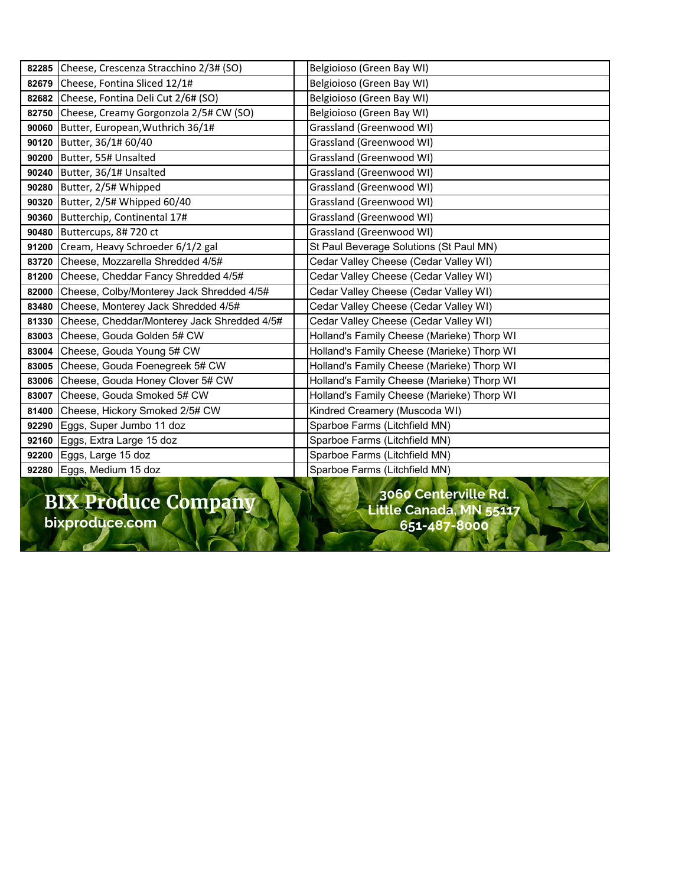| | | | |
|---|---|---|---|
| 82285 | Cheese, Crescenza Stracchino 2/3# (SO) | | Belgioioso (Green Bay WI) |
| 82679 | Cheese, Fontina Sliced 12/1# | | Belgioioso (Green Bay WI) |
| 82682 | Cheese, Fontina Deli Cut 2/6# (SO) | | Belgioioso (Green Bay WI) |
| 82750 | Cheese, Creamy Gorgonzola 2/5# CW (SO) | | Belgioioso (Green Bay WI) |
| 90060 | Butter, European,Wuthrich 36/1# | | Grassland (Greenwood WI) |
| 90120 | Butter, 36/1# 60/40 | | Grassland (Greenwood WI) |
| 90200 | Butter, 55# Unsalted | | Grassland (Greenwood WI) |
| 90240 | Butter, 36/1# Unsalted | | Grassland (Greenwood WI) |
| 90280 | Butter, 2/5# Whipped | | Grassland (Greenwood WI) |
| 90320 | Butter, 2/5# Whipped 60/40 | | Grassland (Greenwood WI) |
| 90360 | Butterchip, Continental 17# | | Grassland (Greenwood WI) |
| 90480 | Buttercups, 8# 720 ct | | Grassland (Greenwood WI) |
| 91200 | Cream, Heavy Schroeder 6/1/2 gal | | St Paul Beverage Solutions (St Paul MN) |
| 83720 | Cheese, Mozzarella Shredded 4/5# | | Cedar Valley Cheese (Cedar Valley WI) |
| 81200 | Cheese, Cheddar Fancy Shredded 4/5# | | Cedar Valley Cheese (Cedar Valley WI) |
| 82000 | Cheese, Colby/Monterey Jack Shredded 4/5# | | Cedar Valley Cheese (Cedar Valley WI) |
| 83480 | Cheese, Monterey Jack Shredded 4/5# | | Cedar Valley Cheese (Cedar Valley WI) |
| 81330 | Cheese, Cheddar/Monterey Jack Shredded 4/5# | | Cedar Valley Cheese (Cedar Valley WI) |
| 83003 | Cheese, Gouda Golden 5# CW | | Holland's Family Cheese (Marieke) Thorp WI |
| 83004 | Cheese, Gouda Young 5# CW | | Holland's Family Cheese (Marieke) Thorp WI |
| 83005 | Cheese, Gouda Foenegreek 5# CW | | Holland's Family Cheese (Marieke) Thorp WI |
| 83006 | Cheese, Gouda Honey Clover 5# CW | | Holland's Family Cheese (Marieke) Thorp WI |
| 83007 | Cheese, Gouda Smoked 5# CW | | Holland's Family Cheese (Marieke) Thorp WI |
| 81400 | Cheese, Hickory Smoked 2/5# CW | | Kindred Creamery (Muscoda WI) |
| 92290 | Eggs, Super Jumbo 11 doz | | Sparboe Farms (Litchfield MN) |
| 92160 | Eggs, Extra Large 15 doz | | Sparboe Farms (Litchfield MN) |
| 92200 | Eggs, Large 15 doz | | Sparboe Farms (Litchfield MN) |
| 92280 | Eggs, Medium 15 doz | | Sparboe Farms (Litchfield MN) |

**BIX Produce Company**
**bixproduce.com**

**3060 Centerville Rd.**
**Little Canada, MN 55117**
**651-487-8000**